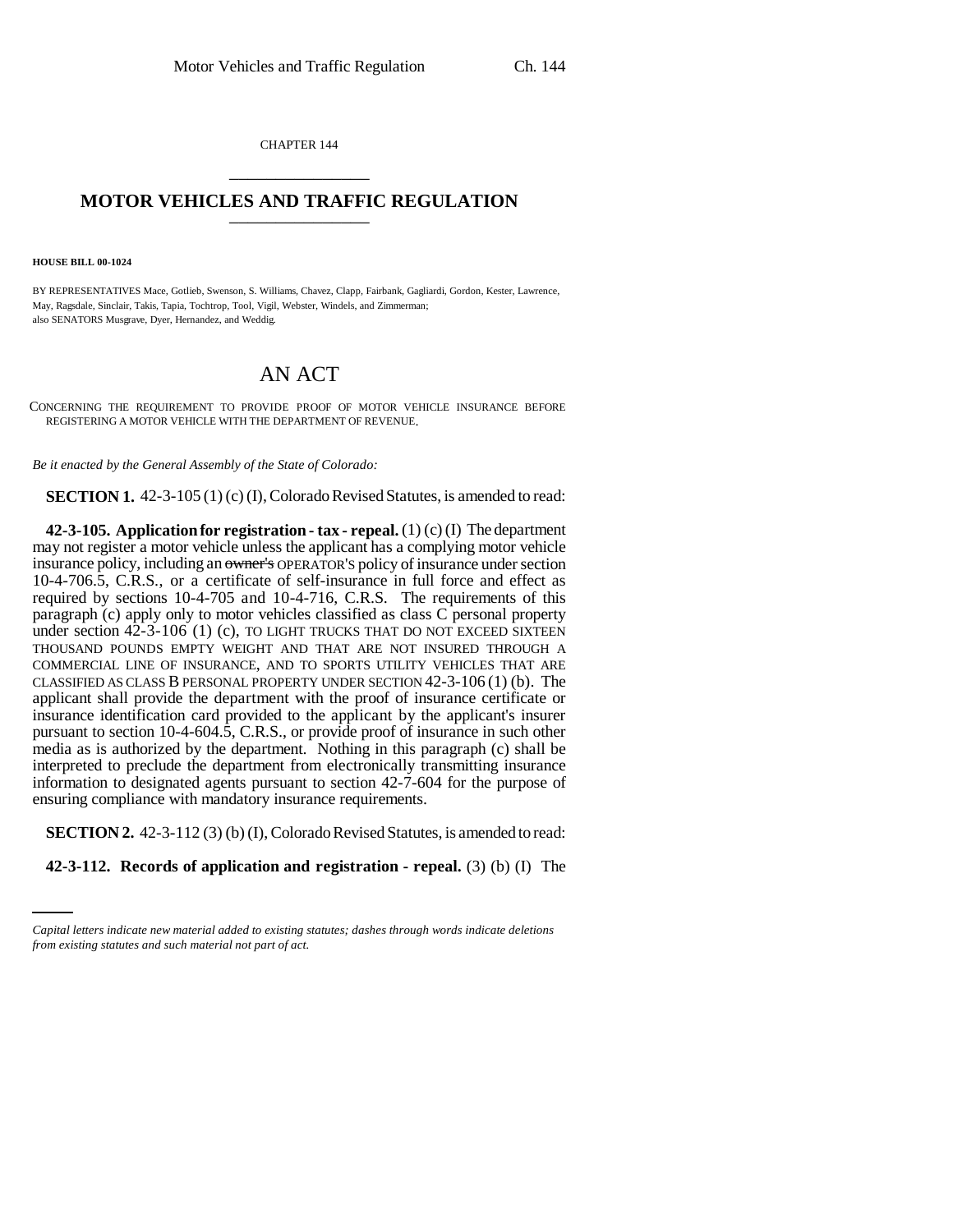CHAPTER 144

# MOTOR VEHICLES AND TRAFFIC REGULATION

**HOUSE BILL 00-1024**

BY REPRESENTATIVES Mace, Gotlieb, Swenson, S. Williams, Chavez, Clapp, Fairbank, Gagliardi, Gordon, Kester, Lawrence, May, Ragsdale, Sinclair, Takis, Tapia, Tochtrop, Tool, Vigil, Webster, Windels, and Zimmerman;
also SENATORS Musgrave, Dyer, Hernandez, and Weddig.

# AN ACT

CONCERNING THE REQUIREMENT TO PROVIDE PROOF OF MOTOR VEHICLE INSURANCE BEFORE REGISTERING A MOTOR VEHICLE WITH THE DEPARTMENT OF REVENUE.

*Be it enacted by the General Assembly of the State of Colorado:*

**SECTION 1.** 42-3-105 (1) (c) (I), Colorado Revised Statutes, is amended to read:

**42-3-105. Application for registration - tax - repeal.** (1) (c) (I) The department may not register a motor vehicle unless the applicant has a complying motor vehicle insurance policy, including an ~~owner's~~ OPERATOR'S policy of insurance under section 10-4-706.5, C.R.S., or a certificate of self-insurance in full force and effect as required by sections 10-4-705 and 10-4-716, C.R.S. The requirements of this paragraph (c) apply only to motor vehicles classified as class C personal property under section 42-3-106 (1) (c), TO LIGHT TRUCKS THAT DO NOT EXCEED SIXTEEN THOUSAND POUNDS EMPTY WEIGHT AND THAT ARE NOT INSURED THROUGH A COMMERCIAL LINE OF INSURANCE, AND TO SPORTS UTILITY VEHICLES THAT ARE CLASSIFIED AS CLASS B PERSONAL PROPERTY UNDER SECTION 42-3-106 (1) (b). The applicant shall provide the department with the proof of insurance certificate or insurance identification card provided to the applicant by the applicant's insurer pursuant to section 10-4-604.5, C.R.S., or provide proof of insurance in such other media as is authorized by the department. Nothing in this paragraph (c) shall be interpreted to preclude the department from electronically transmitting insurance information to designated agents pursuant to section 42-7-604 for the purpose of ensuring compliance with mandatory insurance requirements.

**SECTION 2.** 42-3-112 (3) (b) (I), Colorado Revised Statutes, is amended to read:

**42-3-112. Records of application and registration - repeal.** (3) (b) (I) The

*Capital letters indicate new material added to existing statutes; dashes through words indicate deletions from existing statutes and such material not part of act.*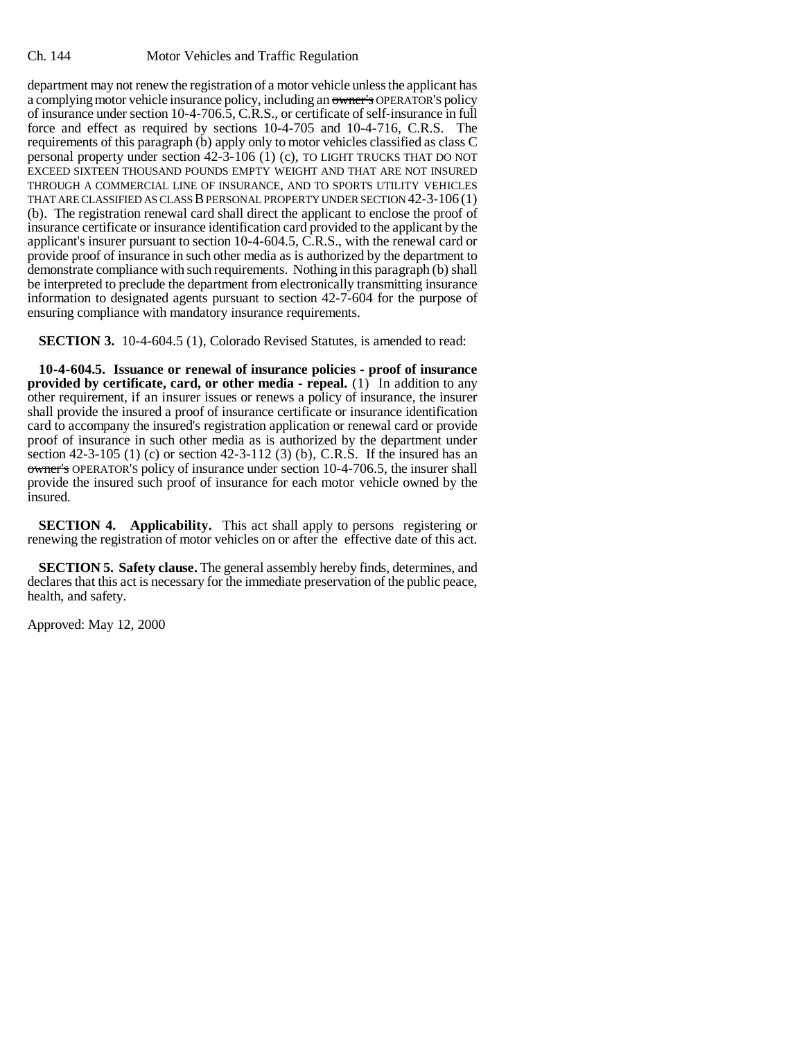department may not renew the registration of a motor vehicle unless the applicant has a complying motor vehicle insurance policy, including an ~~owner's~~ OPERATOR'S policy of insurance under section 10-4-706.5, C.R.S., or certificate of self-insurance in full force and effect as required by sections 10-4-705 and 10-4-716, C.R.S. The requirements of this paragraph (b) apply only to motor vehicles classified as class C personal property under section 42-3-106 (1) (c), TO LIGHT TRUCKS THAT DO NOT EXCEED SIXTEEN THOUSAND POUNDS EMPTY WEIGHT AND THAT ARE NOT INSURED THROUGH A COMMERCIAL LINE OF INSURANCE, AND TO SPORTS UTILITY VEHICLES THAT ARE CLASSIFIED AS CLASS B PERSONAL PROPERTY UNDER SECTION 42-3-106 (1) (b). The registration renewal card shall direct the applicant to enclose the proof of insurance certificate or insurance identification card provided to the applicant by the applicant's insurer pursuant to section 10-4-604.5, C.R.S., with the renewal card or provide proof of insurance in such other media as is authorized by the department to demonstrate compliance with such requirements. Nothing in this paragraph (b) shall be interpreted to preclude the department from electronically transmitting insurance information to designated agents pursuant to section 42-7-604 for the purpose of ensuring compliance with mandatory insurance requirements.

**SECTION 3.** 10-4-604.5 (1), Colorado Revised Statutes, is amended to read:

**10-4-604.5. Issuance or renewal of insurance policies - proof of insurance provided by certificate, card, or other media - repeal.** (1) In addition to any other requirement, if an insurer issues or renews a policy of insurance, the insurer shall provide the insured a proof of insurance certificate or insurance identification card to accompany the insured's registration application or renewal card or provide proof of insurance in such other media as is authorized by the department under section 42-3-105 (1) (c) or section 42-3-112 (3) (b), C.R.S. If the insured has an ~~owner's~~ OPERATOR'S policy of insurance under section 10-4-706.5, the insurer shall provide the insured such proof of insurance for each motor vehicle owned by the insured.

**SECTION 4. Applicability.** This act shall apply to persons registering or renewing the registration of motor vehicles on or after the effective date of this act.

**SECTION 5. Safety clause.** The general assembly hereby finds, determines, and declares that this act is necessary for the immediate preservation of the public peace, health, and safety.

Approved: May 12, 2000